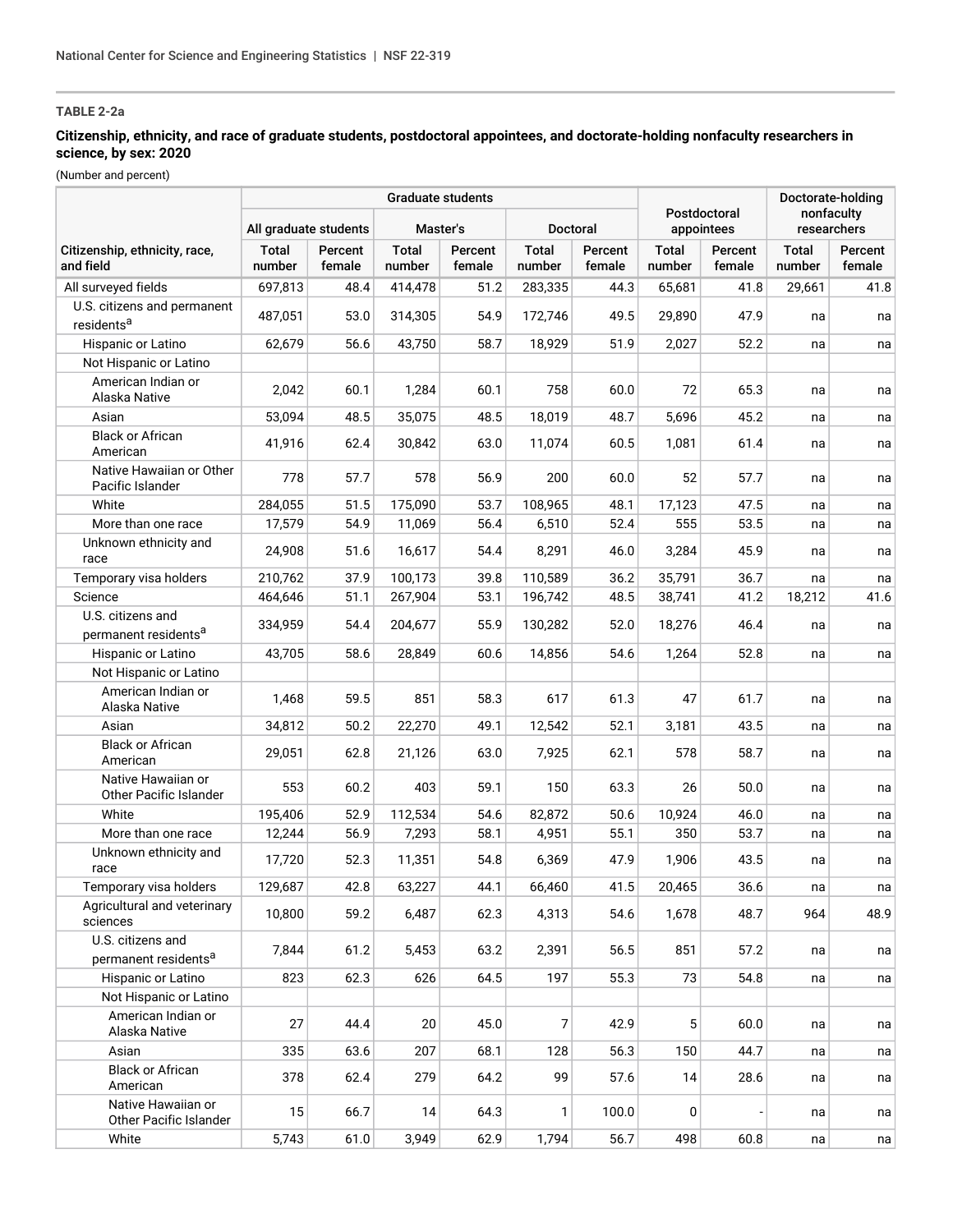**TABLE 2-2a**

**Citizenship, ethnicity, and race of graduate students, postdoctoral appointees, and doctorate-holding nonfaculty researchers in science, by sex: 2020**

(Number and percent)

| | Graduate students | | | | | | Postdoctoral appointees | | Doctorate-holding nonfaculty researchers | |
|---|---|---|---|---|---|---|---|---|---|---|
| | All graduate students | | Master's | | Doctoral | | | | | |
| Citizenship, ethnicity, race, and field | Total number | Percent female | Total number | Percent female | Total number | Percent female | Total number | Percent female | Total number | Percent female |
| All surveyed fields | 697,813 | 48.4 | 414,478 | 51.2 | 283,335 | 44.3 | 65,681 | 41.8 | 29,661 | 41.8 |
| U.S. citizens and permanent residents[a] | 487,051 | 53.0 | 314,305 | 54.9 | 172,746 | 49.5 | 29,890 | 47.9 | na | na |
| Hispanic or Latino | 62,679 | 56.6 | 43,750 | 58.7 | 18,929 | 51.9 | 2,027 | 52.2 | na | na |
| Not Hispanic or Latino | | | | | | | | | | |
| American Indian or Alaska Native | 2,042 | 60.1 | 1,284 | 60.1 | 758 | 60.0 | 72 | 65.3 | na | na |
| Asian | 53,094 | 48.5 | 35,075 | 48.5 | 18,019 | 48.7 | 5,696 | 45.2 | na | na |
| Black or African American | 41,916 | 62.4 | 30,842 | 63.0 | 11,074 | 60.5 | 1,081 | 61.4 | na | na |
| Native Hawaiian or Other Pacific Islander | 778 | 57.7 | 578 | 56.9 | 200 | 60.0 | 52 | 57.7 | na | na |
| White | 284,055 | 51.5 | 175,090 | 53.7 | 108,965 | 48.1 | 17,123 | 47.5 | na | na |
| More than one race | 17,579 | 54.9 | 11,069 | 56.4 | 6,510 | 52.4 | 555 | 53.5 | na | na |
| Unknown ethnicity and race | 24,908 | 51.6 | 16,617 | 54.4 | 8,291 | 46.0 | 3,284 | 45.9 | na | na |
| Temporary visa holders | 210,762 | 37.9 | 100,173 | 39.8 | 110,589 | 36.2 | 35,791 | 36.7 | na | na |
| Science | 464,646 | 51.1 | 267,904 | 53.1 | 196,742 | 48.5 | 38,741 | 41.2 | 18,212 | 41.6 |
| U.S. citizens and permanent residents[a] | 334,959 | 54.4 | 204,677 | 55.9 | 130,282 | 52.0 | 18,276 | 46.4 | na | na |
| Hispanic or Latino | 43,705 | 58.6 | 28,849 | 60.6 | 14,856 | 54.6 | 1,264 | 52.8 | na | na |
| Not Hispanic or Latino | | | | | | | | | | |
| American Indian or Alaska Native | 1,468 | 59.5 | 851 | 58.3 | 617 | 61.3 | 47 | 61.7 | na | na |
| Asian | 34,812 | 50.2 | 22,270 | 49.1 | 12,542 | 52.1 | 3,181 | 43.5 | na | na |
| Black or African American | 29,051 | 62.8 | 21,126 | 63.0 | 7,925 | 62.1 | 578 | 58.7 | na | na |
| Native Hawaiian or Other Pacific Islander | 553 | 60.2 | 403 | 59.1 | 150 | 63.3 | 26 | 50.0 | na | na |
| White | 195,406 | 52.9 | 112,534 | 54.6 | 82,872 | 50.6 | 10,924 | 46.0 | na | na |
| More than one race | 12,244 | 56.9 | 7,293 | 58.1 | 4,951 | 55.1 | 350 | 53.7 | na | na |
| Unknown ethnicity and race | 17,720 | 52.3 | 11,351 | 54.8 | 6,369 | 47.9 | 1,906 | 43.5 | na | na |
| Temporary visa holders | 129,687 | 42.8 | 63,227 | 44.1 | 66,460 | 41.5 | 20,465 | 36.6 | na | na |
| Agricultural and veterinary sciences | 10,800 | 59.2 | 6,487 | 62.3 | 4,313 | 54.6 | 1,678 | 48.7 | 964 | 48.9 |
| U.S. citizens and permanent residents[a] | 7,844 | 61.2 | 5,453 | 63.2 | 2,391 | 56.5 | 851 | 57.2 | na | na |
| Hispanic or Latino | 823 | 62.3 | 626 | 64.5 | 197 | 55.3 | 73 | 54.8 | na | na |
| Not Hispanic or Latino | | | | | | | | | | |
| American Indian or Alaska Native | 27 | 44.4 | 20 | 45.0 | 7 | 42.9 | 5 | 60.0 | na | na |
| Asian | 335 | 63.6 | 207 | 68.1 | 128 | 56.3 | 150 | 44.7 | na | na |
| Black or African American | 378 | 62.4 | 279 | 64.2 | 99 | 57.6 | 14 | 28.6 | na | na |
| Native Hawaiian or Other Pacific Islander | 15 | 66.7 | 14 | 64.3 | 1 | 100.0 | 0 | - | na | na |
| White | 5,743 | 61.0 | 3,949 | 62.9 | 1,794 | 56.7 | 498 | 60.8 | na | na |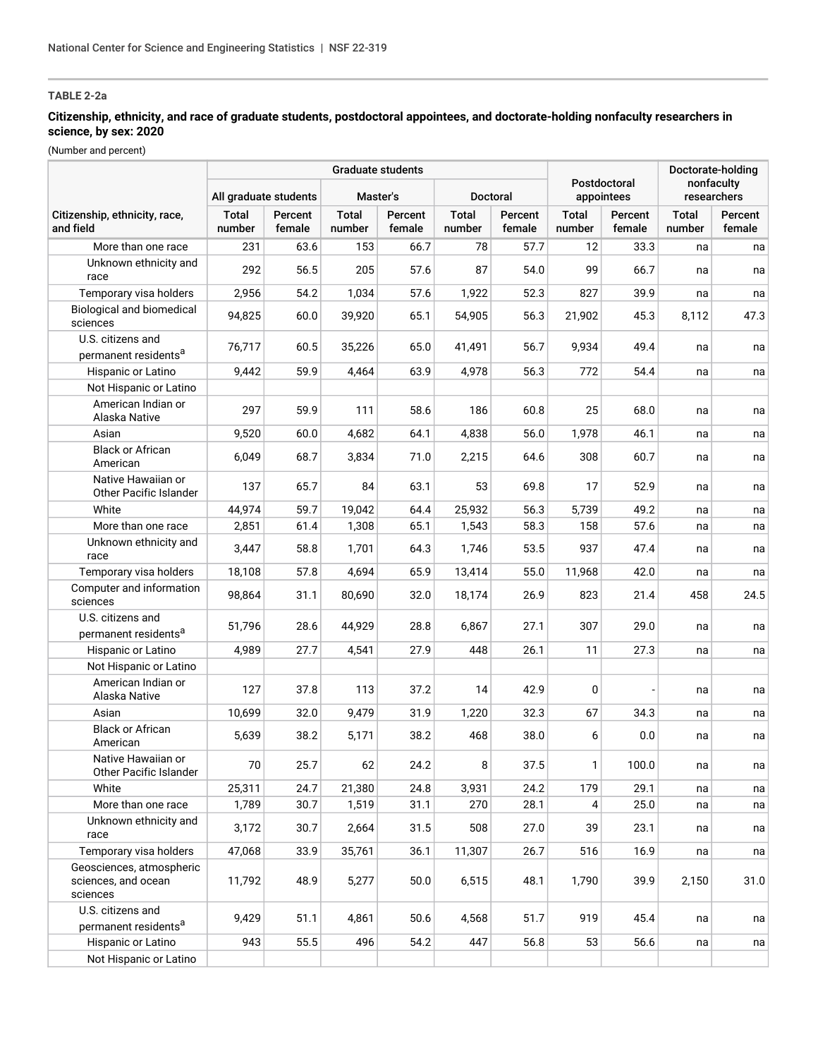**TABLE 2-2a**

**Citizenship, ethnicity, and race of graduate students, postdoctoral appointees, and doctorate-holding nonfaculty researchers in science, by sex: 2020**

(Number and percent)

| Citizenship, ethnicity, race, and field | Graduate students | | | | | | Postdoctoral appointees | | Doctorate-holding nonfaculty researchers | |
|---|---|---|---|---|---|---|---|---|---|---|
| | All graduate students | | Master's | | Doctoral | | | | | |
| | Total number | Percent female | Total number | Percent female | Total number | Percent female | Total number | Percent female | Total number | Percent female |
| More than one race | 231 | 63.6 | 153 | 66.7 | 78 | 57.7 | 12 | 33.3 | na | na |
| Unknown ethnicity and race | 292 | 56.5 | 205 | 57.6 | 87 | 54.0 | 99 | 66.7 | na | na |
| Temporary visa holders | 2,956 | 54.2 | 1,034 | 57.6 | 1,922 | 52.3 | 827 | 39.9 | na | na |
| Biological and biomedical sciences | 94,825 | 60.0 | 39,920 | 65.1 | 54,905 | 56.3 | 21,902 | 45.3 | 8,112 | 47.3 |
| U.S. citizens and permanent residents[a] | 76,717 | 60.5 | 35,226 | 65.0 | 41,491 | 56.7 | 9,934 | 49.4 | na | na |
| Hispanic or Latino | 9,442 | 59.9 | 4,464 | 63.9 | 4,978 | 56.3 | 772 | 54.4 | na | na |
| Not Hispanic or Latino | | | | | | | | | | |
| American Indian or Alaska Native | 297 | 59.9 | 111 | 58.6 | 186 | 60.8 | 25 | 68.0 | na | na |
| Asian | 9,520 | 60.0 | 4,682 | 64.1 | 4,838 | 56.0 | 1,978 | 46.1 | na | na |
| Black or African American | 6,049 | 68.7 | 3,834 | 71.0 | 2,215 | 64.6 | 308 | 60.7 | na | na |
| Native Hawaiian or Other Pacific Islander | 137 | 65.7 | 84 | 63.1 | 53 | 69.8 | 17 | 52.9 | na | na |
| White | 44,974 | 59.7 | 19,042 | 64.4 | 25,932 | 56.3 | 5,739 | 49.2 | na | na |
| More than one race | 2,851 | 61.4 | 1,308 | 65.1 | 1,543 | 58.3 | 158 | 57.6 | na | na |
| Unknown ethnicity and race | 3,447 | 58.8 | 1,701 | 64.3 | 1,746 | 53.5 | 937 | 47.4 | na | na |
| Temporary visa holders | 18,108 | 57.8 | 4,694 | 65.9 | 13,414 | 55.0 | 11,968 | 42.0 | na | na |
| Computer and information sciences | 98,864 | 31.1 | 80,690 | 32.0 | 18,174 | 26.9 | 823 | 21.4 | 458 | 24.5 |
| U.S. citizens and permanent residents[a] | 51,796 | 28.6 | 44,929 | 28.8 | 6,867 | 27.1 | 307 | 29.0 | na | na |
| Hispanic or Latino | 4,989 | 27.7 | 4,541 | 27.9 | 448 | 26.1 | 11 | 27.3 | na | na |
| Not Hispanic or Latino | | | | | | | | | | |
| American Indian or Alaska Native | 127 | 37.8 | 113 | 37.2 | 14 | 42.9 | 0 | - | na | na |
| Asian | 10,699 | 32.0 | 9,479 | 31.9 | 1,220 | 32.3 | 67 | 34.3 | na | na |
| Black or African American | 5,639 | 38.2 | 5,171 | 38.2 | 468 | 38.0 | 6 | 0.0 | na | na |
| Native Hawaiian or Other Pacific Islander | 70 | 25.7 | 62 | 24.2 | 8 | 37.5 | 1 | 100.0 | na | na |
| White | 25,311 | 24.7 | 21,380 | 24.8 | 3,931 | 24.2 | 179 | 29.1 | na | na |
| More than one race | 1,789 | 30.7 | 1,519 | 31.1 | 270 | 28.1 | 4 | 25.0 | na | na |
| Unknown ethnicity and race | 3,172 | 30.7 | 2,664 | 31.5 | 508 | 27.0 | 39 | 23.1 | na | na |
| Temporary visa holders | 47,068 | 33.9 | 35,761 | 36.1 | 11,307 | 26.7 | 516 | 16.9 | na | na |
| Geosciences, atmospheric sciences, and ocean sciences | 11,792 | 48.9 | 5,277 | 50.0 | 6,515 | 48.1 | 1,790 | 39.9 | 2,150 | 31.0 |
| U.S. citizens and permanent residents[a] | 9,429 | 51.1 | 4,861 | 50.6 | 4,568 | 51.7 | 919 | 45.4 | na | na |
| Hispanic or Latino | 943 | 55.5 | 496 | 54.2 | 447 | 56.8 | 53 | 56.6 | na | na |
| Not Hispanic or Latino | | | | | | | | | | |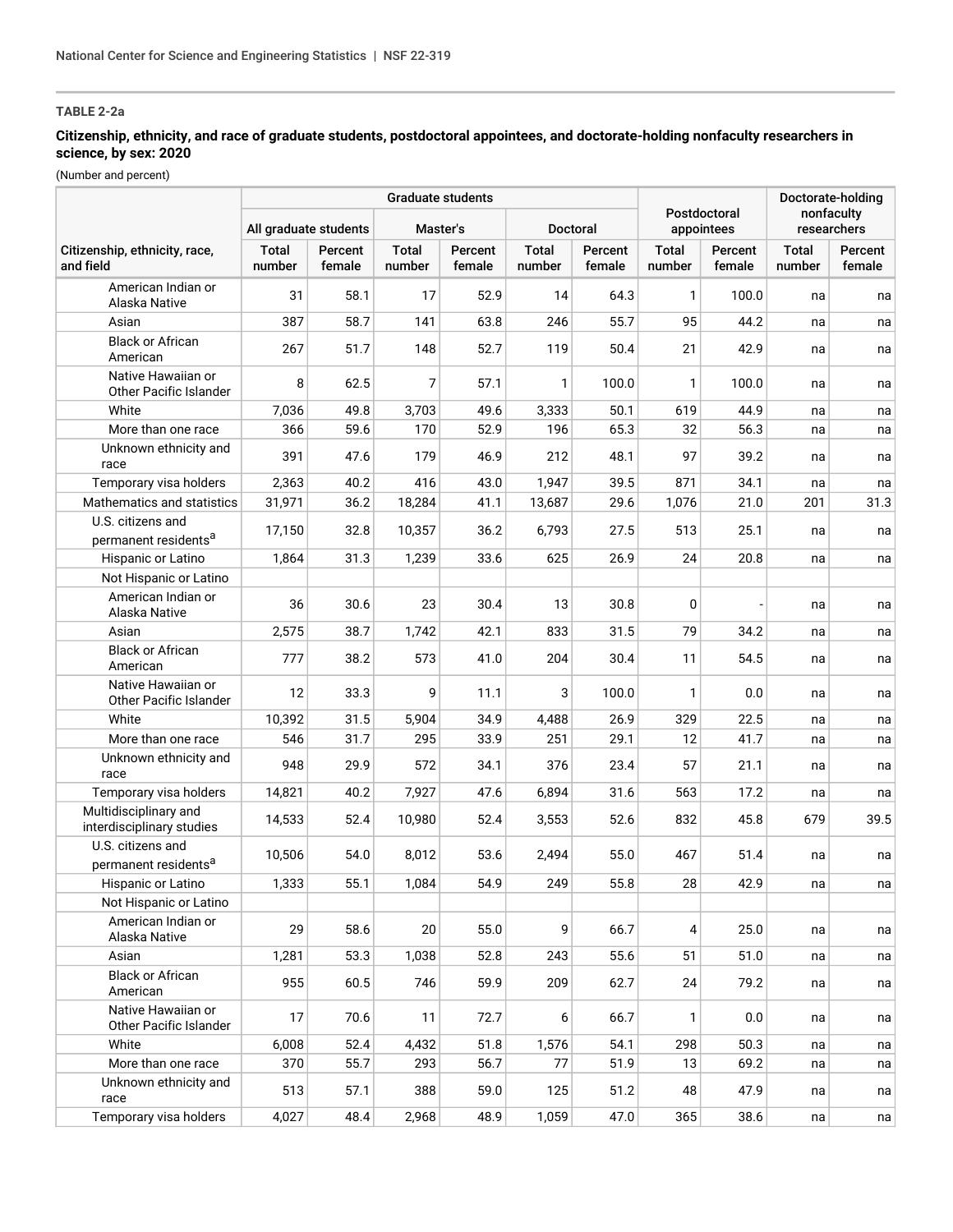**TABLE 2-2a**

**Citizenship, ethnicity, and race of graduate students, postdoctoral appointees, and doctorate-holding nonfaculty researchers in science, by sex: 2020**

(Number and percent)

| | Graduate students | | | | | | Postdoctoral appointees | | Doctorate-holding nonfaculty researchers | |
|---|---|---|---|---|---|---|---|---|---|---|
| | All graduate students | | Master's | | Doctoral | | | | | |
| Citizenship, ethnicity, race, and field | Total number | Percent female | Total number | Percent female | Total number | Percent female | Total number | Percent female | Total number | Percent female |
| American Indian or Alaska Native | 31 | 58.1 | 17 | 52.9 | 14 | 64.3 | 1 | 100.0 | na | na |
| Asian | 387 | 58.7 | 141 | 63.8 | 246 | 55.7 | 95 | 44.2 | na | na |
| Black or African American | 267 | 51.7 | 148 | 52.7 | 119 | 50.4 | 21 | 42.9 | na | na |
| Native Hawaiian or Other Pacific Islander | 8 | 62.5 | 7 | 57.1 | 1 | 100.0 | 1 | 100.0 | na | na |
| White | 7,036 | 49.8 | 3,703 | 49.6 | 3,333 | 50.1 | 619 | 44.9 | na | na |
| More than one race | 366 | 59.6 | 170 | 52.9 | 196 | 65.3 | 32 | 56.3 | na | na |
| Unknown ethnicity and race | 391 | 47.6 | 179 | 46.9 | 212 | 48.1 | 97 | 39.2 | na | na |
| Temporary visa holders | 2,363 | 40.2 | 416 | 43.0 | 1,947 | 39.5 | 871 | 34.1 | na | na |
| Mathematics and statistics | 31,971 | 36.2 | 18,284 | 41.1 | 13,687 | 29.6 | 1,076 | 21.0 | 201 | 31.3 |
| U.S. citizens and permanent residents[a] | 17,150 | 32.8 | 10,357 | 36.2 | 6,793 | 27.5 | 513 | 25.1 | na | na |
| Hispanic or Latino | 1,864 | 31.3 | 1,239 | 33.6 | 625 | 26.9 | 24 | 20.8 | na | na |
| Not Hispanic or Latino | | | | | | | | | | |
| American Indian or Alaska Native | 36 | 30.6 | 23 | 30.4 | 13 | 30.8 | 0 | - | na | na |
| Asian | 2,575 | 38.7 | 1,742 | 42.1 | 833 | 31.5 | 79 | 34.2 | na | na |
| Black or African American | 777 | 38.2 | 573 | 41.0 | 204 | 30.4 | 11 | 54.5 | na | na |
| Native Hawaiian or Other Pacific Islander | 12 | 33.3 | 9 | 11.1 | 3 | 100.0 | 1 | 0.0 | na | na |
| White | 10,392 | 31.5 | 5,904 | 34.9 | 4,488 | 26.9 | 329 | 22.5 | na | na |
| More than one race | 546 | 31.7 | 295 | 33.9 | 251 | 29.1 | 12 | 41.7 | na | na |
| Unknown ethnicity and race | 948 | 29.9 | 572 | 34.1 | 376 | 23.4 | 57 | 21.1 | na | na |
| Temporary visa holders | 14,821 | 40.2 | 7,927 | 47.6 | 6,894 | 31.6 | 563 | 17.2 | na | na |
| Multidisciplinary and interdisciplinary studies | 14,533 | 52.4 | 10,980 | 52.4 | 3,553 | 52.6 | 832 | 45.8 | 679 | 39.5 |
| U.S. citizens and permanent residents[a] | 10,506 | 54.0 | 8,012 | 53.6 | 2,494 | 55.0 | 467 | 51.4 | na | na |
| Hispanic or Latino | 1,333 | 55.1 | 1,084 | 54.9 | 249 | 55.8 | 28 | 42.9 | na | na |
| Not Hispanic or Latino | | | | | | | | | | |
| American Indian or Alaska Native | 29 | 58.6 | 20 | 55.0 | 9 | 66.7 | 4 | 25.0 | na | na |
| Asian | 1,281 | 53.3 | 1,038 | 52.8 | 243 | 55.6 | 51 | 51.0 | na | na |
| Black or African American | 955 | 60.5 | 746 | 59.9 | 209 | 62.7 | 24 | 79.2 | na | na |
| Native Hawaiian or Other Pacific Islander | 17 | 70.6 | 11 | 72.7 | 6 | 66.7 | 1 | 0.0 | na | na |
| White | 6,008 | 52.4 | 4,432 | 51.8 | 1,576 | 54.1 | 298 | 50.3 | na | na |
| More than one race | 370 | 55.7 | 293 | 56.7 | 77 | 51.9 | 13 | 69.2 | na | na |
| Unknown ethnicity and race | 513 | 57.1 | 388 | 59.0 | 125 | 51.2 | 48 | 47.9 | na | na |
| Temporary visa holders | 4,027 | 48.4 | 2,968 | 48.9 | 1,059 | 47.0 | 365 | 38.6 | na | na |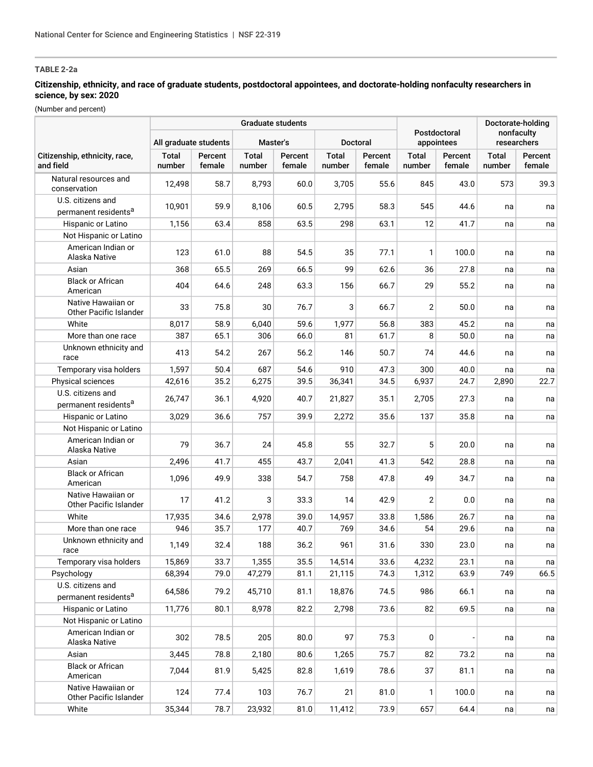**TABLE 2-2a**

**Citizenship, ethnicity, and race of graduate students, postdoctoral appointees, and doctorate-holding nonfaculty researchers in science, by sex: 2020**

(Number and percent)

| | Graduate students | | | | | | Postdoctoral appointees | | Doctorate-holding nonfaculty researchers | |
|---|---|---|---|---|---|---|---|---|---|---|
| | All graduate students | | Master's | | Doctoral | | | | | |
| Citizenship, ethnicity, race, and field | Total number | Percent female | Total number | Percent female | Total number | Percent female | Total number | Percent female | Total number | Percent female |
| Natural resources and conservation | 12,498 | 58.7 | 8,793 | 60.0 | 3,705 | 55.6 | 845 | 43.0 | 573 | 39.3 |
| U.S. citizens and permanent residents[a] | 10,901 | 59.9 | 8,106 | 60.5 | 2,795 | 58.3 | 545 | 44.6 | na | na |
| Hispanic or Latino | 1,156 | 63.4 | 858 | 63.5 | 298 | 63.1 | 12 | 41.7 | na | na |
| Not Hispanic or Latino | | | | | | | | | | |
| American Indian or Alaska Native | 123 | 61.0 | 88 | 54.5 | 35 | 77.1 | 1 | 100.0 | na | na |
| Asian | 368 | 65.5 | 269 | 66.5 | 99 | 62.6 | 36 | 27.8 | na | na |
| Black or African American | 404 | 64.6 | 248 | 63.3 | 156 | 66.7 | 29 | 55.2 | na | na |
| Native Hawaiian or Other Pacific Islander | 33 | 75.8 | 30 | 76.7 | 3 | 66.7 | 2 | 50.0 | na | na |
| White | 8,017 | 58.9 | 6,040 | 59.6 | 1,977 | 56.8 | 383 | 45.2 | na | na |
| More than one race | 387 | 65.1 | 306 | 66.0 | 81 | 61.7 | 8 | 50.0 | na | na |
| Unknown ethnicity and race | 413 | 54.2 | 267 | 56.2 | 146 | 50.7 | 74 | 44.6 | na | na |
| Temporary visa holders | 1,597 | 50.4 | 687 | 54.6 | 910 | 47.3 | 300 | 40.0 | na | na |
| Physical sciences | 42,616 | 35.2 | 6,275 | 39.5 | 36,341 | 34.5 | 6,937 | 24.7 | 2,890 | 22.7 |
| U.S. citizens and permanent residents[a] | 26,747 | 36.1 | 4,920 | 40.7 | 21,827 | 35.1 | 2,705 | 27.3 | na | na |
| Hispanic or Latino | 3,029 | 36.6 | 757 | 39.9 | 2,272 | 35.6 | 137 | 35.8 | na | na |
| Not Hispanic or Latino | | | | | | | | | | |
| American Indian or Alaska Native | 79 | 36.7 | 24 | 45.8 | 55 | 32.7 | 5 | 20.0 | na | na |
| Asian | 2,496 | 41.7 | 455 | 43.7 | 2,041 | 41.3 | 542 | 28.8 | na | na |
| Black or African American | 1,096 | 49.9 | 338 | 54.7 | 758 | 47.8 | 49 | 34.7 | na | na |
| Native Hawaiian or Other Pacific Islander | 17 | 41.2 | 3 | 33.3 | 14 | 42.9 | 2 | 0.0 | na | na |
| White | 17,935 | 34.6 | 2,978 | 39.0 | 14,957 | 33.8 | 1,586 | 26.7 | na | na |
| More than one race | 946 | 35.7 | 177 | 40.7 | 769 | 34.6 | 54 | 29.6 | na | na |
| Unknown ethnicity and race | 1,149 | 32.4 | 188 | 36.2 | 961 | 31.6 | 330 | 23.0 | na | na |
| Temporary visa holders | 15,869 | 33.7 | 1,355 | 35.5 | 14,514 | 33.6 | 4,232 | 23.1 | na | na |
| Psychology | 68,394 | 79.0 | 47,279 | 81.1 | 21,115 | 74.3 | 1,312 | 63.9 | 749 | 66.5 |
| U.S. citizens and permanent residents[a] | 64,586 | 79.2 | 45,710 | 81.1 | 18,876 | 74.5 | 986 | 66.1 | na | na |
| Hispanic or Latino | 11,776 | 80.1 | 8,978 | 82.2 | 2,798 | 73.6 | 82 | 69.5 | na | na |
| Not Hispanic or Latino | | | | | | | | | | |
| American Indian or Alaska Native | 302 | 78.5 | 205 | 80.0 | 97 | 75.3 | 0 | - | na | na |
| Asian | 3,445 | 78.8 | 2,180 | 80.6 | 1,265 | 75.7 | 82 | 73.2 | na | na |
| Black or African American | 7,044 | 81.9 | 5,425 | 82.8 | 1,619 | 78.6 | 37 | 81.1 | na | na |
| Native Hawaiian or Other Pacific Islander | 124 | 77.4 | 103 | 76.7 | 21 | 81.0 | 1 | 100.0 | na | na |
| White | 35,344 | 78.7 | 23,932 | 81.0 | 11,412 | 73.9 | 657 | 64.4 | na | na |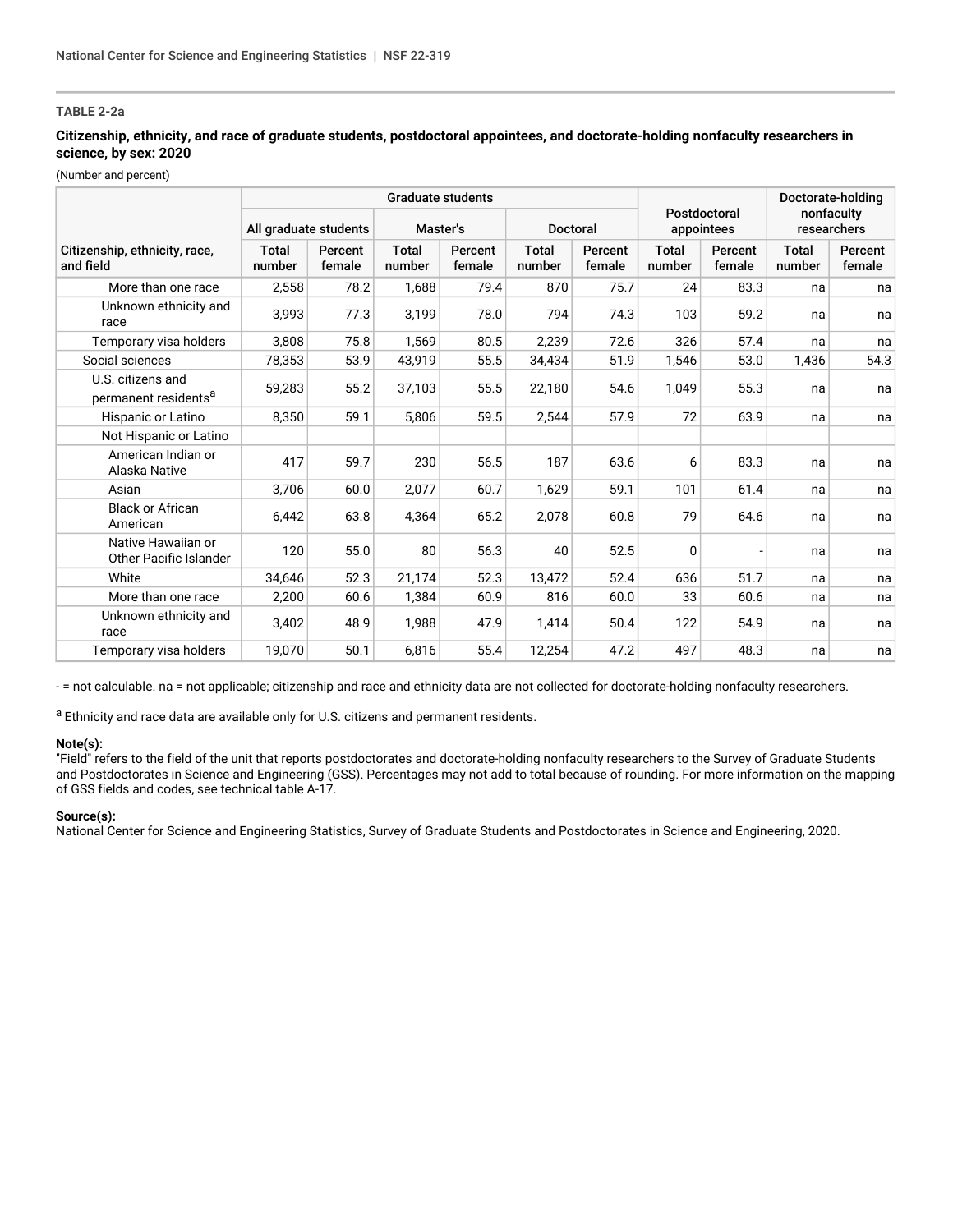**TABLE 2-2a**

**Citizenship, ethnicity, and race of graduate students, postdoctoral appointees, and doctorate-holding nonfaculty researchers in science, by sex: 2020**

(Number and percent)

| | Graduate students | | | | | | Postdoctoral appointees | | Doctorate-holding nonfaculty researchers | |
|---|---|---|---|---|---|---|---|---|---|---|
| | All graduate students | | Master's | | Doctoral | | | | | |
| Citizenship, ethnicity, race, and field | Total number | Percent female | Total number | Percent female | Total number | Percent female | Total number | Percent female | Total number | Percent female |
| More than one race | 2,558 | 78.2 | 1,688 | 79.4 | 870 | 75.7 | 24 | 83.3 | na | na |
| Unknown ethnicity and race | 3,993 | 77.3 | 3,199 | 78.0 | 794 | 74.3 | 103 | 59.2 | na | na |
| Temporary visa holders | 3,808 | 75.8 | 1,569 | 80.5 | 2,239 | 72.6 | 326 | 57.4 | na | na |
| Social sciences | 78,353 | 53.9 | 43,919 | 55.5 | 34,434 | 51.9 | 1,546 | 53.0 | 1,436 | 54.3 |
| U.S. citizens and permanent residents[a] | 59,283 | 55.2 | 37,103 | 55.5 | 22,180 | 54.6 | 1,049 | 55.3 | na | na |
| Hispanic or Latino | 8,350 | 59.1 | 5,806 | 59.5 | 2,544 | 57.9 | 72 | 63.9 | na | na |
| Not Hispanic or Latino | | | | | | | | | | |
| American Indian or Alaska Native | 417 | 59.7 | 230 | 56.5 | 187 | 63.6 | 6 | 83.3 | na | na |
| Asian | 3,706 | 60.0 | 2,077 | 60.7 | 1,629 | 59.1 | 101 | 61.4 | na | na |
| Black or African American | 6,442 | 63.8 | 4,364 | 65.2 | 2,078 | 60.8 | 79 | 64.6 | na | na |
| Native Hawaiian or Other Pacific Islander | 120 | 55.0 | 80 | 56.3 | 40 | 52.5 | 0 | - | na | na |
| White | 34,646 | 52.3 | 21,174 | 52.3 | 13,472 | 52.4 | 636 | 51.7 | na | na |
| More than one race | 2,200 | 60.6 | 1,384 | 60.9 | 816 | 60.0 | 33 | 60.6 | na | na |
| Unknown ethnicity and race | 3,402 | 48.9 | 1,988 | 47.9 | 1,414 | 50.4 | 122 | 54.9 | na | na |
| Temporary visa holders | 19,070 | 50.1 | 6,816 | 55.4 | 12,254 | 47.2 | 497 | 48.3 | na | na |

- = not calculable. na = not applicable; citizenship and race and ethnicity data are not collected for doctorate-holding nonfaculty researchers.

[a] Ethnicity and race data are available only for U.S. citizens and permanent residents.

**Note(s):**
"Field" refers to the field of the unit that reports postdoctorates and doctorate-holding nonfaculty researchers to the Survey of Graduate Students and Postdoctorates in Science and Engineering (GSS). Percentages may not add to total because of rounding. For more information on the mapping of GSS fields and codes, see technical table A-17.

**Source(s):**
National Center for Science and Engineering Statistics, Survey of Graduate Students and Postdoctorates in Science and Engineering, 2020.